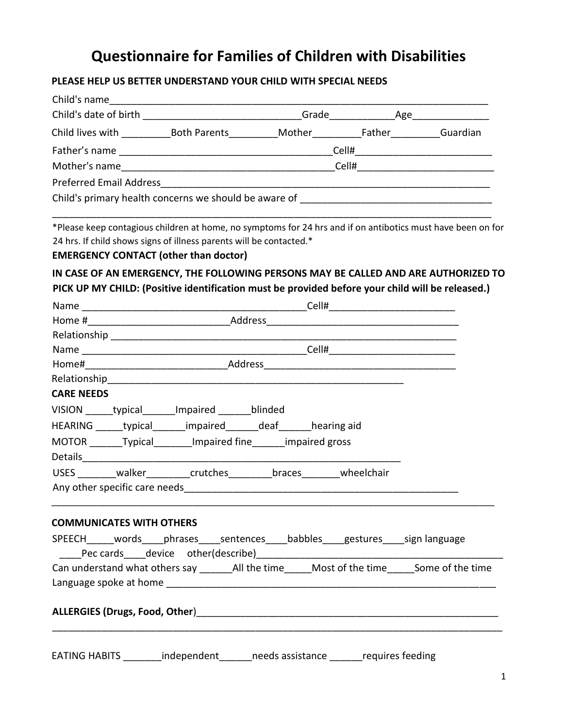# Questionnaire for Families of Children with Disabilities

**PLEASE HELP US BETTER UNDERSTAND YOUR CHILD WITH SPECIAL NEEDS**

Child's name_______________________________________________________________________

Child's date of birth ____________________________Grade___________Age_____________

Child lives with _________Both Parents_________Mother_________Father_________Guardian

Father's name ______________________________________Cell#________________________

Mother's name______________________________________Cell#________________________

Preferred Email Address________________________________________________________

Child's primary health concerns we should be aware of __________________________________

_______________________________________________________________________________

*Please keep contagious children at home, no symptoms for 24 hrs and if on antibiotics must have been on for 24 hrs. If child shows signs of illness parents will be contacted.*

**EMERGENCY CONTACT (other than doctor)**

**IN CASE OF AN EMERGENCY, THE FOLLOWING PERSONS MAY BE CALLED AND ARE AUTHORIZED TO PICK UP MY CHILD: (Positive identification must be provided before your child will be released.)**

Name _________________________________________Cell#______________________

Home #_________________________Address___________________________________

Relationship ______________________________________________________________

Name _________________________________________Cell#______________________

Home#_________________________Address___________________________________

Relationship_____________________________________________________

**CARE NEEDS**

VISION _____typical______Impaired ______blinded

HEARING _____typical______impaired______deaf______hearing aid

MOTOR ______Typical_______Impaired fine______impaired gross

Details_______________________________________________________

USES _______walker________crutches________braces_______wheelchair

Any other specific care needs___________________________________________________

_______________________________________________________________________________

**COMMUNICATES WITH OTHERS**

SPEECH_____words____phrases____sentences____babbles____gestures____sign language

____Pec cards____device other(describe)___________________________________________

Can understand what others say ______All the time_____Most of the time_____Some of the time

Language spoke at home ______________________________________________________

**ALLERGIES (Drugs, Food, Other**)_______________________________________________________

_______________________________________________________________________________

EATING HABITS _______independent______needs assistance ______requires feeding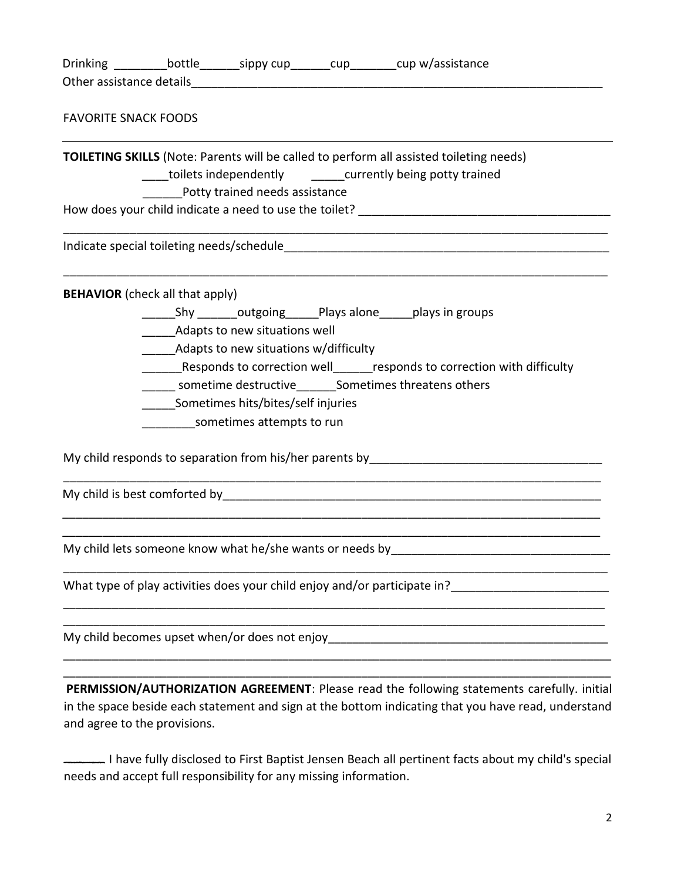Drinking ________bottle______sippy cup______cup_______cup w/assistance

Other assistance details_________________________________________________________________

FAVORITE SNACK FOODS

_______________________________________________________________________________________

**TOILETING SKILLS** (Note: Parents will be called to perform all assisted toileting needs)

____toilets independently _____currently being potty trained

______Potty trained needs assistance

How does your child indicate a need to use the toilet? _____________________________________

_______________________________________________________________________________________

Indicate special toileting needs/schedule__________________________________________________

_______________________________________________________________________________________

**BEHAVIOR** (check all that apply)

_____Shy ______outgoing_____Plays alone_____plays in groups

_____Adapts to new situations well

_____Adapts to new situations w/difficulty

______Responds to correction well______responds to correction with difficulty

_____ sometime destructive______Sometimes threatens others

_____Sometimes hits/bites/self injuries

________sometimes attempts to run

My child responds to separation from his/her parents by___________________________________

_______________________________________________________________________________________

My child is best comforted by__________________________________________________________

_______________________________________________________________________________________

_______________________________________________________________________________________

My child lets someone know what he/she wants or needs by________________________________

_______________________________________________________________________________________

What type of play activities does your child enjoy and/or participate in?_______________________

_______________________________________________________________________________________

_______________________________________________________________________________________

My child becomes upset when/or does not enjoy__________________________________________

_______________________________________________________________________________________

_______________________________________________________________________________________

**PERMISSION/AUTHORIZATION AGREEMENT**: Please read the following statements carefully. initial in the space beside each statement and sign at the bottom indicating that you have read, understand and agree to the provisions.

______ I have fully disclosed to First Baptist Jensen Beach all pertinent facts about my child's special needs and accept full responsibility for any missing information.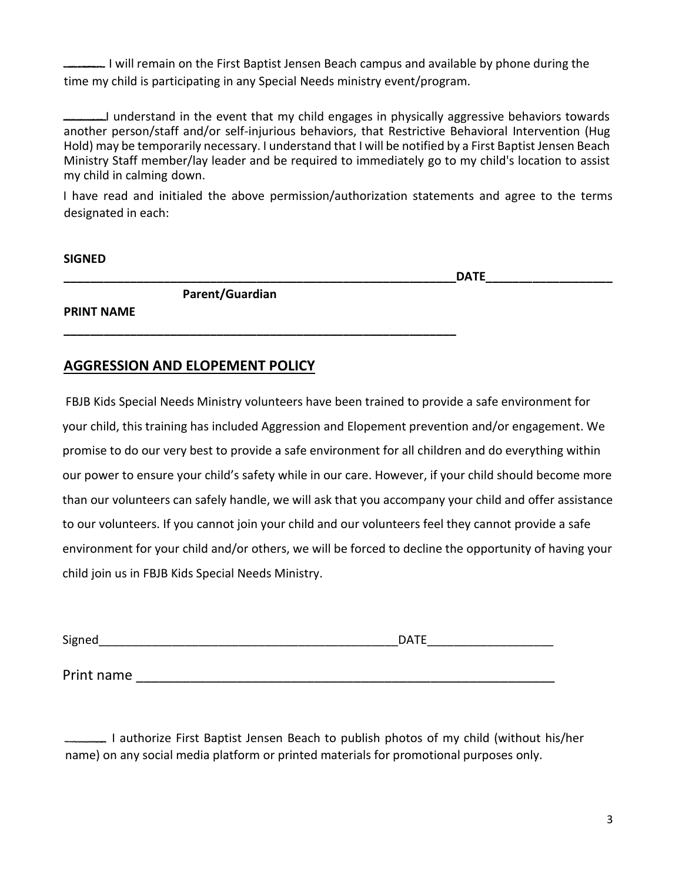______ I will remain on the First Baptist Jensen Beach campus and available by phone during the time my child is participating in any Special Needs ministry event/program.

______I understand in the event that my child engages in physically aggressive behaviors towards another person/staff and/or self-injurious behaviors, that Restrictive Behavioral Intervention (Hug Hold) may be temporarily necessary. I understand that I will be notified by a First Baptist Jensen Beach Ministry Staff member/lay leader and be required to immediately go to my child's location to assist my child in calming down.

I have read and initialed the above permission/authorization statements and agree to the terms designated in each:

**SIGNED**

**\_\_\_\_\_\_\_\_\_\_\_\_\_\_\_\_\_\_\_\_\_\_\_\_\_\_\_\_\_\_\_\_\_\_\_\_\_\_\_\_\_\_\_\_\_\_\_\_\_\_\_\_\_\_\_\_\_\_DATE\_\_\_\_\_\_\_\_\_\_\_\_\_\_\_\_\_\_\_**

**Parent/Guardian**

**PRINT NAME**

**\_\_\_\_\_\_\_\_\_\_\_\_\_\_\_\_\_\_\_\_\_\_\_\_\_\_\_\_\_\_\_\_\_\_\_\_\_\_\_\_\_\_\_\_\_\_\_\_\_\_\_\_\_\_\_\_\_\_**

## AGGRESSION AND ELOPEMENT POLICY

FBJB Kids Special Needs Ministry volunteers have been trained to provide a safe environment for your child, this training has included Aggression and Elopement prevention and/or engagement. We promise to do our very best to provide a safe environment for all children and do everything within our power to ensure your child's safety while in our care. However, if your child should become more than our volunteers can safely handle, we will ask that you accompany your child and offer assistance to our volunteers. If you cannot join your child and our volunteers feel they cannot provide a safe environment for your child and/or others, we will be forced to decline the opportunity of having your child join us in FBJB Kids Special Needs Ministry.

Signed\_\_\_\_\_\_\_\_\_\_\_\_\_\_\_\_\_\_\_\_\_\_\_\_\_\_\_\_\_\_\_\_\_\_\_\_\_\_\_\_\_\_\_\_\_DATE\_\_\_\_\_\_\_\_\_\_\_\_\_\_\_\_\_\_\_

Print name \_\_\_\_\_\_\_\_\_\_\_\_\_\_\_\_\_\_\_\_\_\_\_\_\_\_\_\_\_\_\_\_\_\_\_\_\_\_\_\_\_\_\_\_\_\_\_\_\_\_\_\_\_\_\_

______ I authorize First Baptist Jensen Beach to publish photos of my child (without his/her name) on any social media platform or printed materials for promotional purposes only.